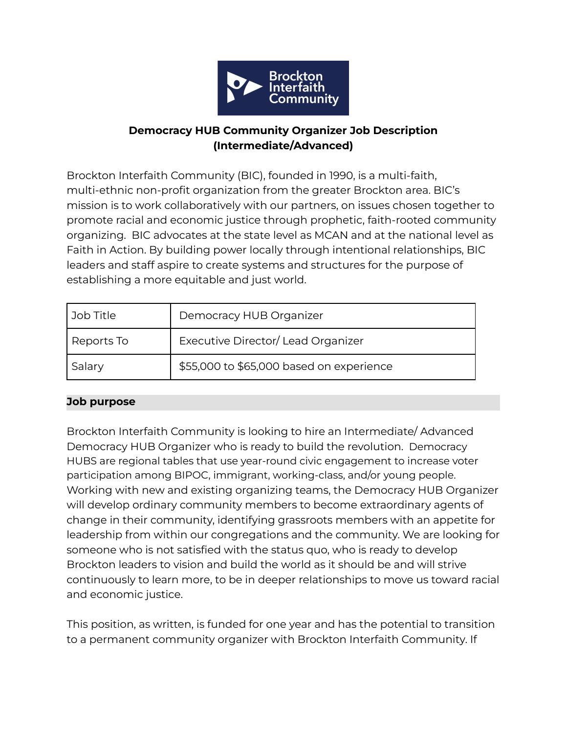# Democracy HUB Community Organizer Job Description (Intermediate/Advanced)

Brockton Interfaith Community (BIC), founded in 1990, is a multi-faith, multi-ethnic non-profit organization from the greater Brockton area. BIC's mission is to work collaboratively with our partners, on issues chosen together to promote racial and economic justice through prophetic, faith-rooted community organizing. BIC advocates at the state level as MCAN and at the national level as Faith in Action. By building power locally through intentional relationships, BIC leaders and staff aspire to create systems and structures for the purpose of establishing a more equitable and just world.

| Job Title | Democracy HUB Organizer |
| --- | --- |
| Reports To | Executive Director/ Lead Organizer |
| Salary | $55,000 to $65,000 based on experience |

## Job purpose

Brockton Interfaith Community is looking to hire an Intermediate/ Advanced Democracy HUB Organizer who is ready to build the revolution. Democracy HUBS are regional tables that use year-round civic engagement to increase voter participation among BIPOC, immigrant, working-class, and/or young people. Working with new and existing organizing teams, the Democracy HUB Organizer will develop ordinary community members to become extraordinary agents of change in their community, identifying grassroots members with an appetite for leadership from within our congregations and the community. We are looking for someone who is not satisfied with the status quo, who is ready to develop Brockton leaders to vision and build the world as it should be and will strive continuously to learn more, to be in deeper relationships to move us toward racial and economic justice.

This position, as written, is funded for one year and has the potential to transition to a permanent community organizer with Brockton Interfaith Community. If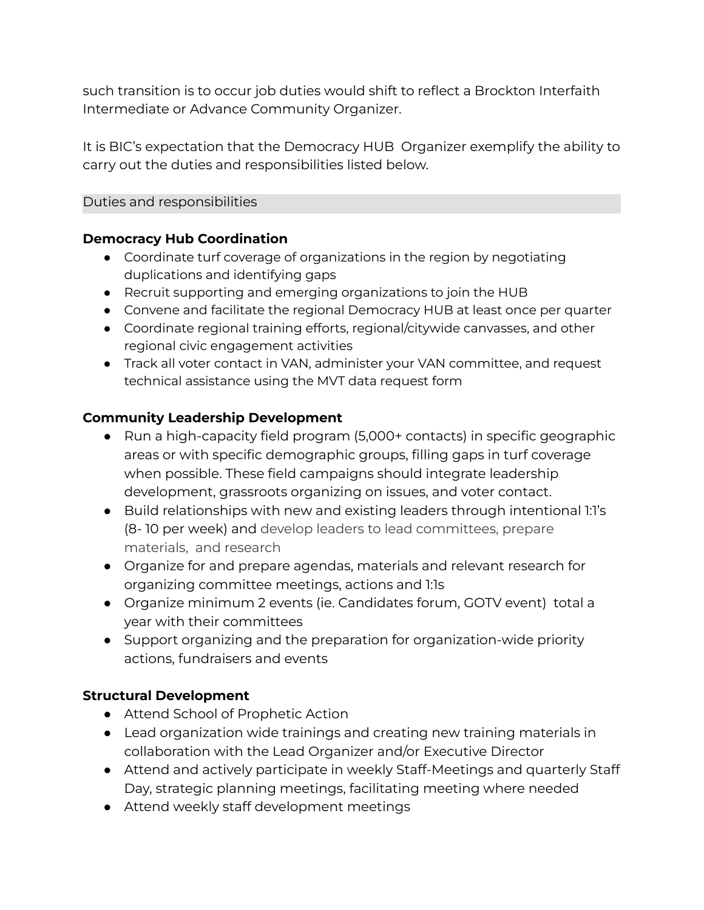such transition is to occur job duties would shift to reflect a Brockton Interfaith Intermediate or Advance Community Organizer.

It is BIC's expectation that the Democracy HUB  Organizer exemplify the ability to carry out the duties and responsibilities listed below.

## Duties and responsibilities

**Democracy Hub Coordination**

- Coordinate turf coverage of organizations in the region by negotiating duplications and identifying gaps
- Recruit supporting and emerging organizations to join the HUB
- Convene and facilitate the regional Democracy HUB at least once per quarter
- Coordinate regional training efforts, regional/citywide canvasses, and other regional civic engagement activities
- Track all voter contact in VAN, administer your VAN committee, and request technical assistance using the MVT data request form

**Community Leadership Development**

- Run a high-capacity field program (5,000+ contacts) in specific geographic areas or with specific demographic groups, filling gaps in turf coverage when possible. These field campaigns should integrate leadership development, grassroots organizing on issues, and voter contact.
- Build relationships with new and existing leaders through intentional 1:1's (8- 10 per week) and develop leaders to lead committees, prepare materials,  and research
- Organize for and prepare agendas, materials and relevant research for organizing committee meetings, actions and 1:1s
- Organize minimum 2 events (ie. Candidates forum, GOTV event)  total a year with their committees
- Support organizing and the preparation for organization-wide priority actions, fundraisers and events

**Structural Development**

- Attend School of Prophetic Action
- Lead organization wide trainings and creating new training materials in collaboration with the Lead Organizer and/or Executive Director
- Attend and actively participate in weekly Staff-Meetings and quarterly Staff Day, strategic planning meetings, facilitating meeting where needed
- Attend weekly staff development meetings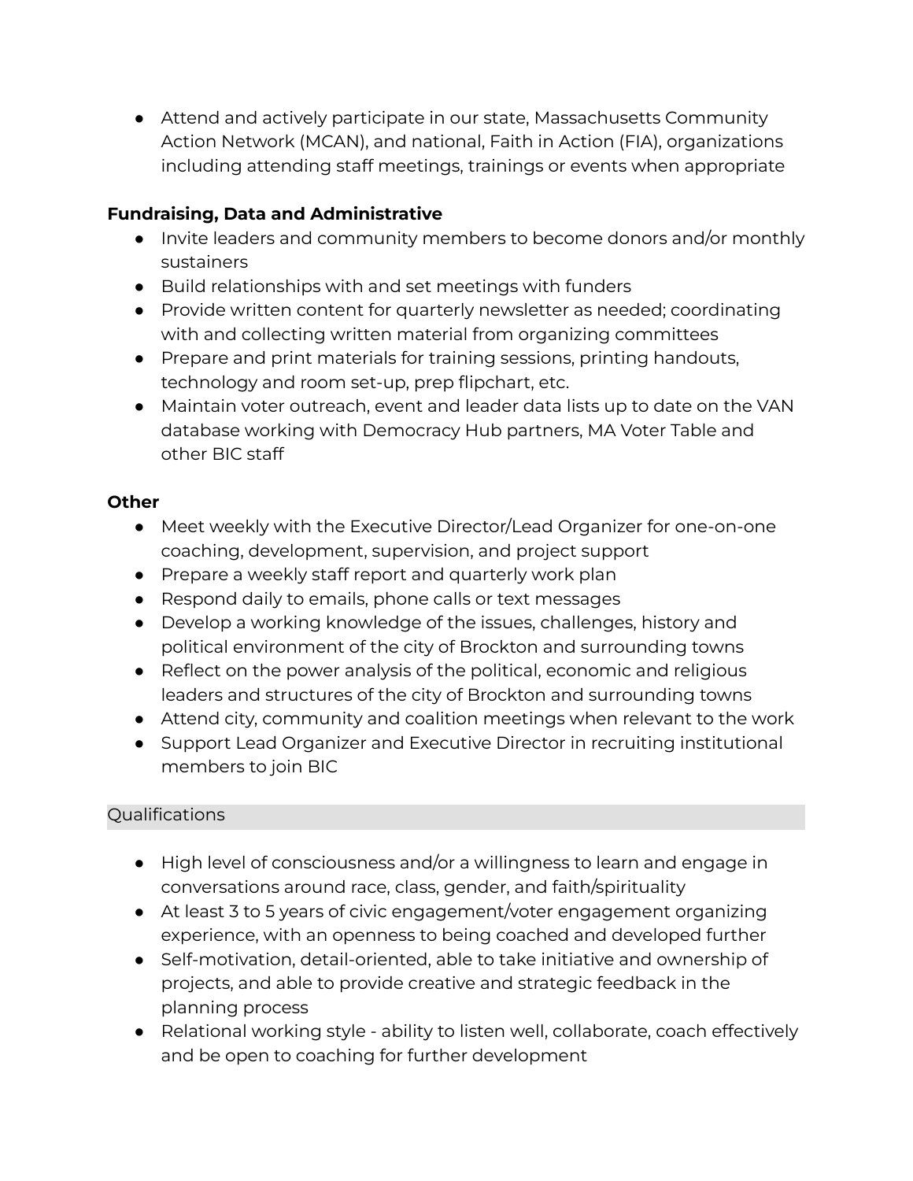- Attend and actively participate in our state, Massachusetts Community Action Network (MCAN), and national, Faith in Action (FIA), organizations including attending staff meetings, trainings or events when appropriate

**Fundraising, Data and Administrative**

- Invite leaders and community members to become donors and/or monthly sustainers
- Build relationships with and set meetings with funders
- Provide written content for quarterly newsletter as needed; coordinating with and collecting written material from organizing committees
- Prepare and print materials for training sessions, printing handouts, technology and room set-up, prep flipchart, etc.
- Maintain voter outreach, event and leader data lists up to date on the VAN database working with Democracy Hub partners, MA Voter Table and other BIC staff

**Other**

- Meet weekly with the Executive Director/Lead Organizer for one-on-one coaching, development, supervision, and project support
- Prepare a weekly staff report and quarterly work plan
- Respond daily to emails, phone calls or text messages
- Develop a working knowledge of the issues, challenges, history and political environment of the city of Brockton and surrounding towns
- Reflect on the power analysis of the political, economic and religious leaders and structures of the city of Brockton and surrounding towns
- Attend city, community and coalition meetings when relevant to the work
- Support Lead Organizer and Executive Director in recruiting institutional members to join BIC

## Qualifications

- High level of consciousness and/or a willingness to learn and engage in conversations around race, class, gender, and faith/spirituality
- At least 3 to 5 years of civic engagement/voter engagement organizing experience, with an openness to being coached and developed further
- Self-motivation, detail-oriented, able to take initiative and ownership of projects, and able to provide creative and strategic feedback in the planning process
- Relational working style - ability to listen well, collaborate, coach effectively and be open to coaching for further development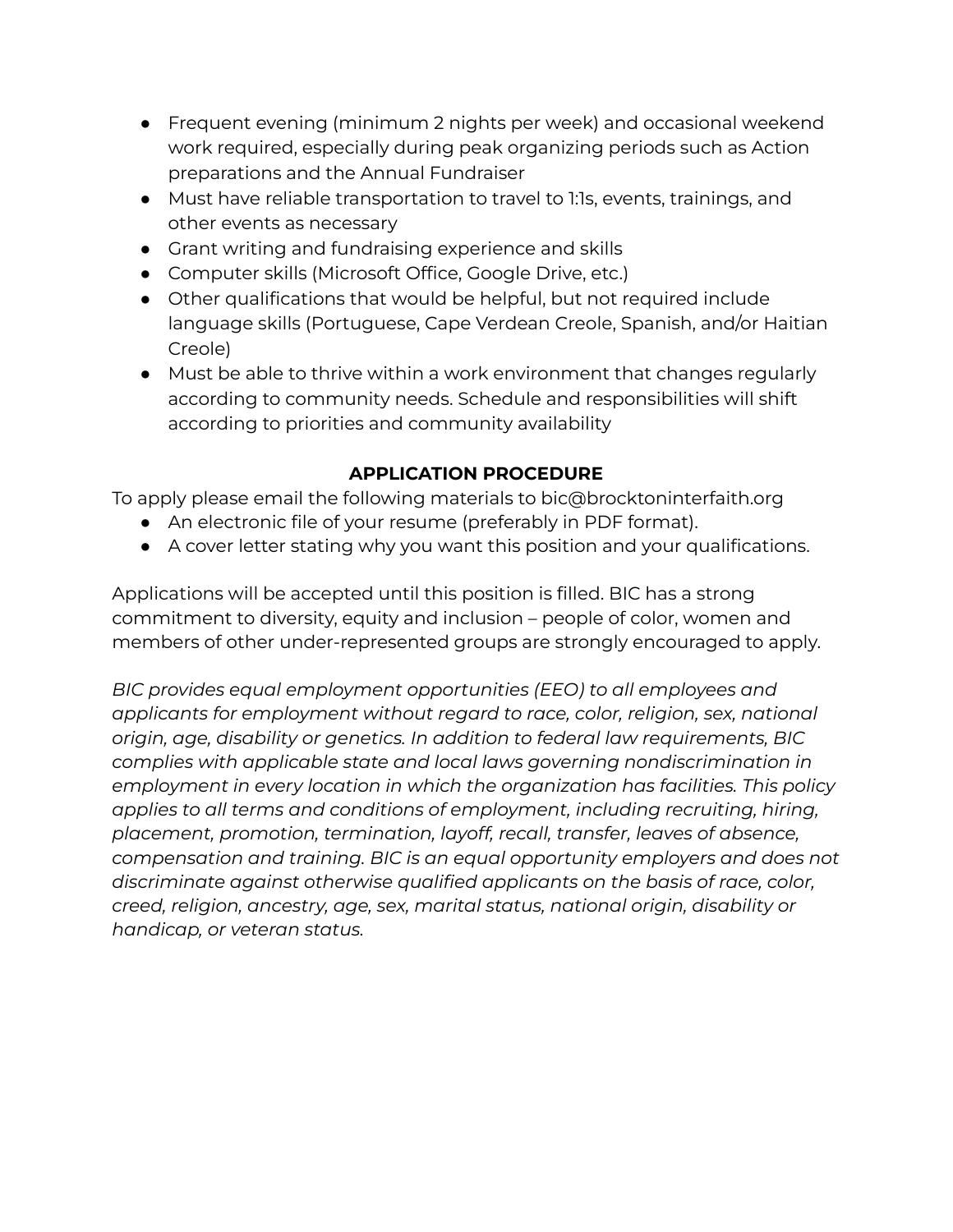- Frequent evening (minimum 2 nights per week) and occasional weekend work required, especially during peak organizing periods such as Action preparations and the Annual Fundraiser
- Must have reliable transportation to travel to 1:1s, events, trainings, and other events as necessary
- Grant writing and fundraising experience and skills
- Computer skills (Microsoft Office, Google Drive, etc.)
- Other qualifications that would be helpful, but not required include language skills (Portuguese, Cape Verdean Creole, Spanish, and/or Haitian Creole)
- Must be able to thrive within a work environment that changes regularly according to community needs. Schedule and responsibilities will shift according to priorities and community availability

## APPLICATION PROCEDURE

To apply please email the following materials to bic@brocktoninterfaith.org

- An electronic file of your resume (preferably in PDF format).
- A cover letter stating why you want this position and your qualifications.

Applications will be accepted until this position is filled. BIC has a strong commitment to diversity, equity and inclusion – people of color, women and members of other under-represented groups are strongly encouraged to apply.

*BIC provides equal employment opportunities (EEO) to all employees and applicants for employment without regard to race, color, religion, sex, national origin, age, disability or genetics. In addition to federal law requirements, BIC complies with applicable state and local laws governing nondiscrimination in employment in every location in which the organization has facilities. This policy applies to all terms and conditions of employment, including recruiting, hiring, placement, promotion, termination, layoff, recall, transfer, leaves of absence, compensation and training. BIC is an equal opportunity employers and does not discriminate against otherwise qualified applicants on the basis of race, color, creed, religion, ancestry, age, sex, marital status, national origin, disability or handicap, or veteran status.*